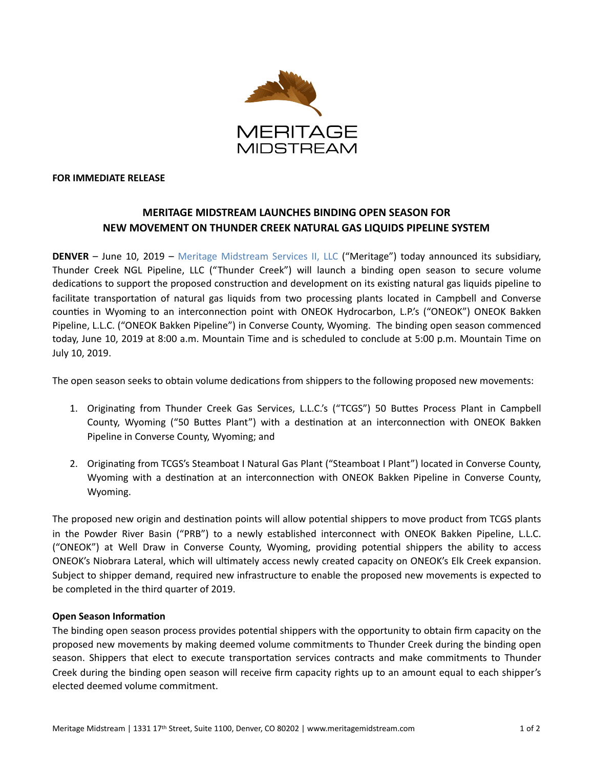MERITAGE
MIDSTREAM

**FOR IMMEDIATE RELEASE**

## MERITAGE MIDSTREAM LAUNCHES BINDING OPEN SEASON FOR NEW MOVEMENT ON THUNDER CREEK NATURAL GAS LIQUIDS PIPELINE SYSTEM

**DENVER** – June 10, 2019 – Meritage Midstream Services II, LLC ("Meritage") today announced its subsidiary, Thunder Creek NGL Pipeline, LLC ("Thunder Creek") will launch a binding open season to secure volume dedications to support the proposed construction and development on its existing natural gas liquids pipeline to facilitate transportation of natural gas liquids from two processing plants located in Campbell and Converse counties in Wyoming to an interconnection point with ONEOK Hydrocarbon, L.P.'s ("ONEOK") ONEOK Bakken Pipeline, L.L.C. ("ONEOK Bakken Pipeline") in Converse County, Wyoming. The binding open season commenced today, June 10, 2019 at 8:00 a.m. Mountain Time and is scheduled to conclude at 5:00 p.m. Mountain Time on July 10, 2019.

The open season seeks to obtain volume dedications from shippers to the following proposed new movements:

1. Originating from Thunder Creek Gas Services, L.L.C.'s ("TCGS") 50 Buttes Process Plant in Campbell County, Wyoming ("50 Buttes Plant") with a destination at an interconnection with ONEOK Bakken Pipeline in Converse County, Wyoming; and

2. Originating from TCGS's Steamboat I Natural Gas Plant ("Steamboat I Plant") located in Converse County, Wyoming with a destination at an interconnection with ONEOK Bakken Pipeline in Converse County, Wyoming.

The proposed new origin and destination points will allow potential shippers to move product from TCGS plants in the Powder River Basin ("PRB") to a newly established interconnect with ONEOK Bakken Pipeline, L.L.C. ("ONEOK") at Well Draw in Converse County, Wyoming, providing potential shippers the ability to access ONEOK's Niobrara Lateral, which will ultimately access newly created capacity on ONEOK's Elk Creek expansion. Subject to shipper demand, required new infrastructure to enable the proposed new movements is expected to be completed in the third quarter of 2019.

**Open Season Information**

The binding open season process provides potential shippers with the opportunity to obtain firm capacity on the proposed new movements by making deemed volume commitments to Thunder Creek during the binding open season. Shippers that elect to execute transportation services contracts and make commitments to Thunder Creek during the binding open season will receive firm capacity rights up to an amount equal to each shipper's elected deemed volume commitment.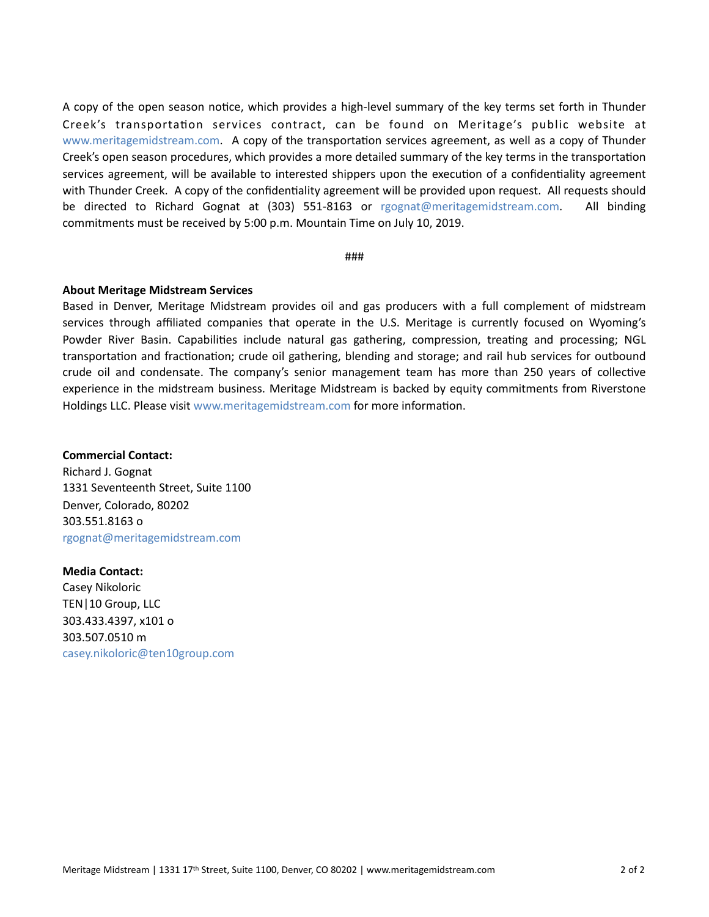A copy of the open season notice, which provides a high-level summary of the key terms set forth in Thunder Creek's transportation services contract, can be found on Meritage's public website at www.meritagemidstream.com. A copy of the transportation services agreement, as well as a copy of Thunder Creek's open season procedures, which provides a more detailed summary of the key terms in the transportation services agreement, will be available to interested shippers upon the execution of a confidentiality agreement with Thunder Creek. A copy of the confidentiality agreement will be provided upon request. All requests should be directed to Richard Gognat at (303) 551-8163 or rgognat@meritagemidstream.com. All binding commitments must be received by 5:00 p.m. Mountain Time on July 10, 2019.

###

**About Meritage Midstream Services**

Based in Denver, Meritage Midstream provides oil and gas producers with a full complement of midstream services through affiliated companies that operate in the U.S. Meritage is currently focused on Wyoming's Powder River Basin. Capabilities include natural gas gathering, compression, treating and processing; NGL transportation and fractionation; crude oil gathering, blending and storage; and rail hub services for outbound crude oil and condensate. The company's senior management team has more than 250 years of collective experience in the midstream business. Meritage Midstream is backed by equity commitments from Riverstone Holdings LLC. Please visit www.meritagemidstream.com for more information.

**Commercial Contact:**
Richard J. Gognat
1331 Seventeenth Street, Suite 1100
Denver, Colorado, 80202
303.551.8163 o
rgognat@meritagemidstream.com

**Media Contact:**
Casey Nikoloric
TEN|10 Group, LLC
303.433.4397, x101 o
303.507.0510 m
casey.nikoloric@ten10group.com